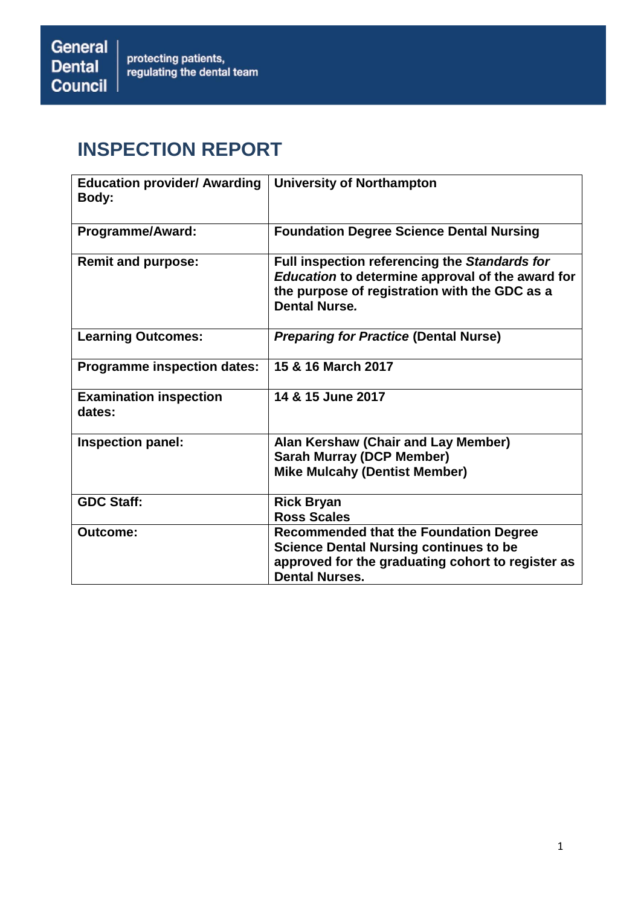General Dental Council | protecting patients, regulating the dental team

# INSPECTION REPORT

| | |
|---|---|
| **Education provider/ Awarding Body:** | **University of Northampton** |
| **Programme/Award:** | **Foundation Degree Science Dental Nursing** |
| **Remit and purpose:** | **Full inspection referencing the *Standards for Education* to determine approval of the award for the purpose of registration with the GDC as a Dental Nurse*.*** |
| **Learning Outcomes:** | ***Preparing for Practice* (Dental Nurse)** |
| **Programme inspection dates:** | **15 & 16 March 2017** |
| **Examination inspection dates:** | **14 & 15 June 2017** |
| **Inspection panel:** | **Alan Kershaw (Chair and Lay Member)**<br>**Sarah Murray (DCP Member)**<br>**Mike Mulcahy (Dentist Member)** |
| **GDC Staff:** | **Rick Bryan**<br>**Ross Scales** |
| **Outcome:** | **Recommended that the Foundation Degree Science Dental Nursing continues to be approved for the graduating cohort to register as Dental Nurses.** |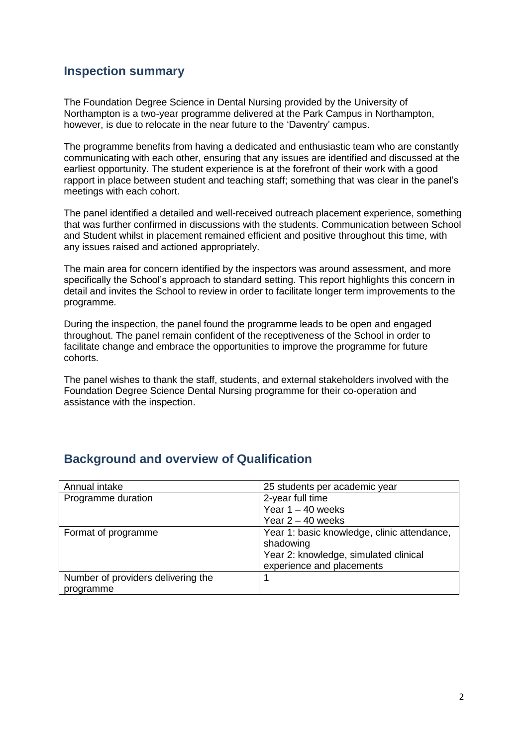## Inspection summary

The Foundation Degree Science in Dental Nursing provided by the University of Northampton is a two-year programme delivered at the Park Campus in Northampton, however, is due to relocate in the near future to the 'Daventry' campus.

The programme benefits from having a dedicated and enthusiastic team who are constantly communicating with each other, ensuring that any issues are identified and discussed at the earliest opportunity. The student experience is at the forefront of their work with a good rapport in place between student and teaching staff; something that was clear in the panel's meetings with each cohort.

The panel identified a detailed and well-received outreach placement experience, something that was further confirmed in discussions with the students. Communication between School and Student whilst in placement remained efficient and positive throughout this time, with any issues raised and actioned appropriately.

The main area for concern identified by the inspectors was around assessment, and more specifically the School's approach to standard setting. This report highlights this concern in detail and invites the School to review in order to facilitate longer term improvements to the programme.

During the inspection, the panel found the programme leads to be open and engaged throughout. The panel remain confident of the receptiveness of the School in order to facilitate change and embrace the opportunities to improve the programme for future cohorts.

The panel wishes to thank the staff, students, and external stakeholders involved with the Foundation Degree Science Dental Nursing programme for their co-operation and assistance with the inspection.

## Background and overview of Qualification

| | |
|---|---|
| Annual intake | 25 students per academic year |
| Programme duration | 2-year full time<br>Year 1 – 40 weeks<br>Year 2 – 40 weeks |
| Format of programme | Year 1: basic knowledge, clinic attendance, shadowing<br>Year 2: knowledge, simulated clinical experience and placements |
| Number of providers delivering the programme | 1 |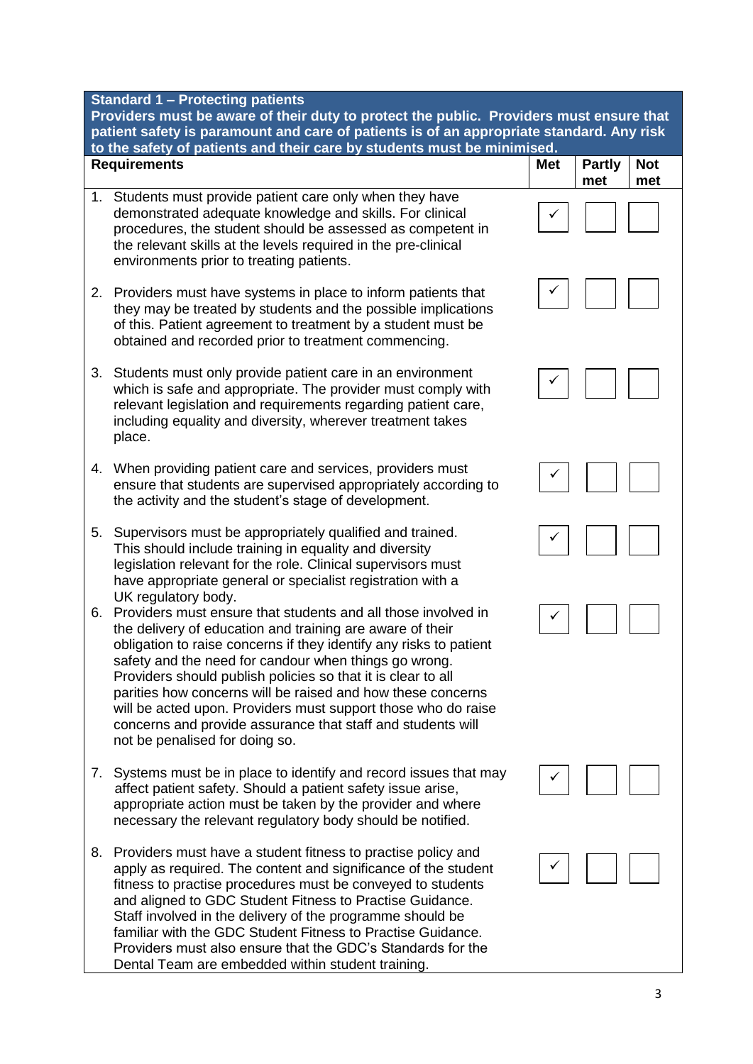| Standard 1 – Protecting patients<br>Providers must be aware of their duty to protect the public. Providers must ensure that patient safety is paramount and care of patients is of an appropriate standard. Any risk to the safety of patients and their care by students must be minimised. | | | |
|---|---|---|---|
| **Requirements** | **Met** | **Partly met** | **Not met** |
| 1. Students must provide patient care only when they have demonstrated adequate knowledge and skills. For clinical procedures, the student should be assessed as competent in the relevant skills at the levels required in the pre-clinical environments prior to treating patients. | ✓ | | |
| 2. Providers must have systems in place to inform patients that they may be treated by students and the possible implications of this. Patient agreement to treatment by a student must be obtained and recorded prior to treatment commencing. | ✓ | | |
| 3. Students must only provide patient care in an environment which is safe and appropriate. The provider must comply with relevant legislation and requirements regarding patient care, including equality and diversity, wherever treatment takes place. | ✓ | | |
| 4. When providing patient care and services, providers must ensure that students are supervised appropriately according to the activity and the student's stage of development. | ✓ | | |
| 5. Supervisors must be appropriately qualified and trained. This should include training in equality and diversity legislation relevant for the role. Clinical supervisors must have appropriate general or specialist registration with a UK regulatory body. | ✓ | | |
| 6. Providers must ensure that students and all those involved in the delivery of education and training are aware of their obligation to raise concerns if they identify any risks to patient safety and the need for candour when things go wrong. Providers should publish policies so that it is clear to all parities how concerns will be raised and how these concerns will be acted upon. Providers must support those who do raise concerns and provide assurance that staff and students will not be penalised for doing so. | ✓ | | |
| 7. Systems must be in place to identify and record issues that may affect patient safety. Should a patient safety issue arise, appropriate action must be taken by the provider and where necessary the relevant regulatory body should be notified. | ✓ | | |
| 8. Providers must have a student fitness to practise policy and apply as required. The content and significance of the student fitness to practise procedures must be conveyed to students and aligned to GDC Student Fitness to Practise Guidance. Staff involved in the delivery of the programme should be familiar with the GDC Student Fitness to Practise Guidance. Providers must also ensure that the GDC's Standards for the Dental Team are embedded within student training. | ✓ | | |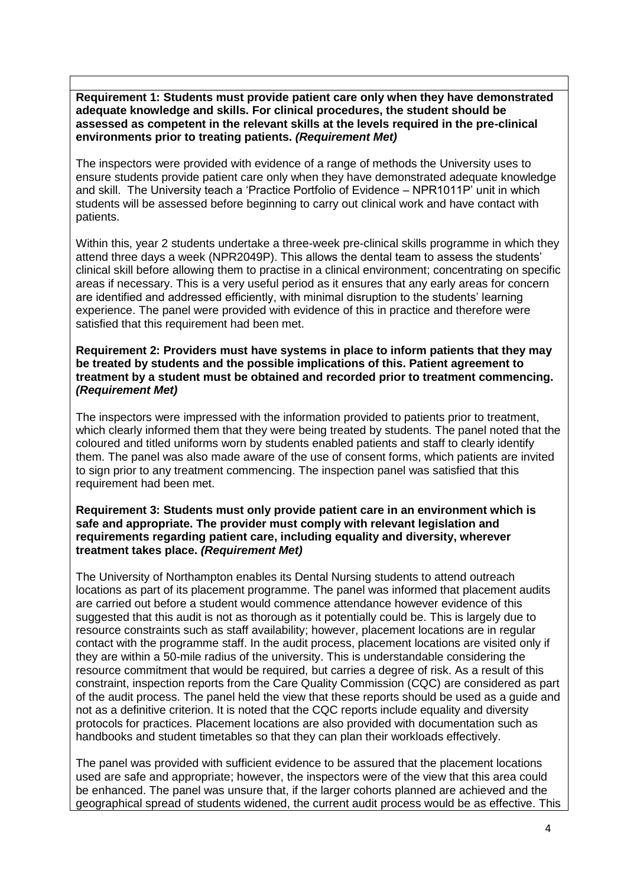**Requirement 1: Students must provide patient care only when they have demonstrated adequate knowledge and skills. For clinical procedures, the student should be assessed as competent in the relevant skills at the levels required in the pre-clinical environments prior to treating patients.** ***(Requirement Met)***

The inspectors were provided with evidence of a range of methods the University uses to ensure students provide patient care only when they have demonstrated adequate knowledge and skill. The University teach a 'Practice Portfolio of Evidence – NPR1011P' unit in which students will be assessed before beginning to carry out clinical work and have contact with patients.

Within this, year 2 students undertake a three-week pre-clinical skills programme in which they attend three days a week (NPR2049P). This allows the dental team to assess the students' clinical skill before allowing them to practise in a clinical environment; concentrating on specific areas if necessary. This is a very useful period as it ensures that any early areas for concern are identified and addressed efficiently, with minimal disruption to the students' learning experience. The panel were provided with evidence of this in practice and therefore were satisfied that this requirement had been met.

**Requirement 2: Providers must have systems in place to inform patients that they may be treated by students and the possible implications of this. Patient agreement to treatment by a student must be obtained and recorded prior to treatment commencing.** ***(Requirement Met)***

The inspectors were impressed with the information provided to patients prior to treatment, which clearly informed them that they were being treated by students. The panel noted that the coloured and titled uniforms worn by students enabled patients and staff to clearly identify them. The panel was also made aware of the use of consent forms, which patients are invited to sign prior to any treatment commencing. The inspection panel was satisfied that this requirement had been met.

**Requirement 3: Students must only provide patient care in an environment which is safe and appropriate. The provider must comply with relevant legislation and requirements regarding patient care, including equality and diversity, wherever treatment takes place.** ***(Requirement Met)***

The University of Northampton enables its Dental Nursing students to attend outreach locations as part of its placement programme. The panel was informed that placement audits are carried out before a student would commence attendance however evidence of this suggested that this audit is not as thorough as it potentially could be. This is largely due to resource constraints such as staff availability; however, placement locations are in regular contact with the programme staff. In the audit process, placement locations are visited only if they are within a 50-mile radius of the university. This is understandable considering the resource commitment that would be required, but carries a degree of risk. As a result of this constraint, inspection reports from the Care Quality Commission (CQC) are considered as part of the audit process. The panel held the view that these reports should be used as a guide and not as a definitive criterion. It is noted that the CQC reports include equality and diversity protocols for practices. Placement locations are also provided with documentation such as handbooks and student timetables so that they can plan their workloads effectively.

The panel was provided with sufficient evidence to be assured that the placement locations used are safe and appropriate; however, the inspectors were of the view that this area could be enhanced. The panel was unsure that, if the larger cohorts planned are achieved and the geographical spread of students widened, the current audit process would be as effective. This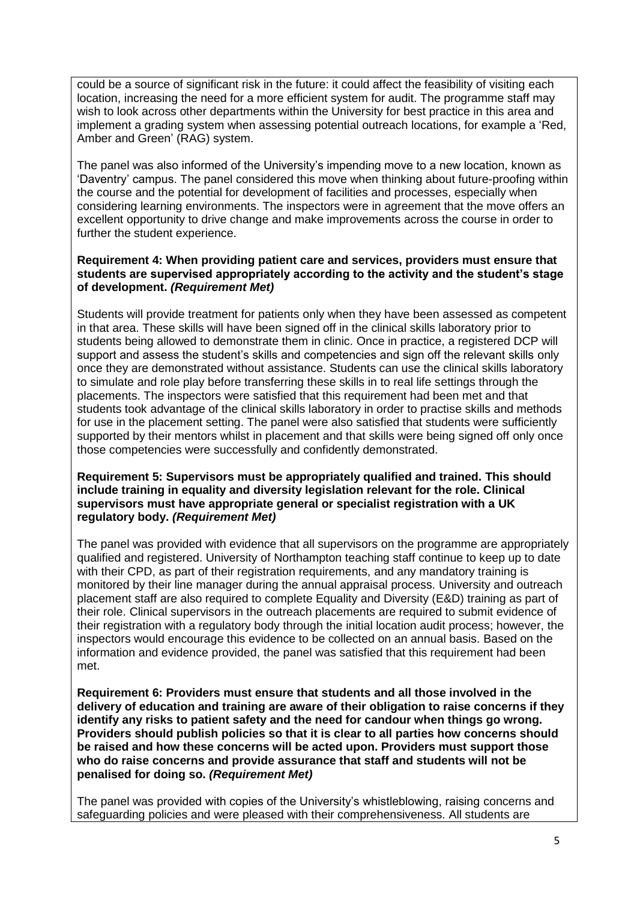could be a source of significant risk in the future: it could affect the feasibility of visiting each location, increasing the need for a more efficient system for audit. The programme staff may wish to look across other departments within the University for best practice in this area and implement a grading system when assessing potential outreach locations, for example a 'Red, Amber and Green' (RAG) system.

The panel was also informed of the University's impending move to a new location, known as 'Daventry' campus. The panel considered this move when thinking about future-proofing within the course and the potential for development of facilities and processes, especially when considering learning environments. The inspectors were in agreement that the move offers an excellent opportunity to drive change and make improvements across the course in order to further the student experience.

**Requirement 4: When providing patient care and services, providers must ensure that students are supervised appropriately according to the activity and the student's stage of development.** ***(Requirement Met)***

Students will provide treatment for patients only when they have been assessed as competent in that area. These skills will have been signed off in the clinical skills laboratory prior to students being allowed to demonstrate them in clinic. Once in practice, a registered DCP will support and assess the student's skills and competencies and sign off the relevant skills only once they are demonstrated without assistance. Students can use the clinical skills laboratory to simulate and role play before transferring these skills in to real life settings through the placements. The inspectors were satisfied that this requirement had been met and that students took advantage of the clinical skills laboratory in order to practise skills and methods for use in the placement setting. The panel were also satisfied that students were sufficiently supported by their mentors whilst in placement and that skills were being signed off only once those competencies were successfully and confidently demonstrated.

**Requirement 5: Supervisors must be appropriately qualified and trained. This should include training in equality and diversity legislation relevant for the role. Clinical supervisors must have appropriate general or specialist registration with a UK regulatory body.** ***(Requirement Met)***

The panel was provided with evidence that all supervisors on the programme are appropriately qualified and registered. University of Northampton teaching staff continue to keep up to date with their CPD, as part of their registration requirements, and any mandatory training is monitored by their line manager during the annual appraisal process. University and outreach placement staff are also required to complete Equality and Diversity (E&D) training as part of their role. Clinical supervisors in the outreach placements are required to submit evidence of their registration with a regulatory body through the initial location audit process; however, the inspectors would encourage this evidence to be collected on an annual basis. Based on the information and evidence provided, the panel was satisfied that this requirement had been met.

**Requirement 6: Providers must ensure that students and all those involved in the delivery of education and training are aware of their obligation to raise concerns if they identify any risks to patient safety and the need for candour when things go wrong. Providers should publish policies so that it is clear to all parties how concerns should be raised and how these concerns will be acted upon. Providers must support those who do raise concerns and provide assurance that staff and students will not be penalised for doing so.** ***(Requirement Met)***

The panel was provided with copies of the University's whistleblowing, raising concerns and safeguarding policies and were pleased with their comprehensiveness. All students are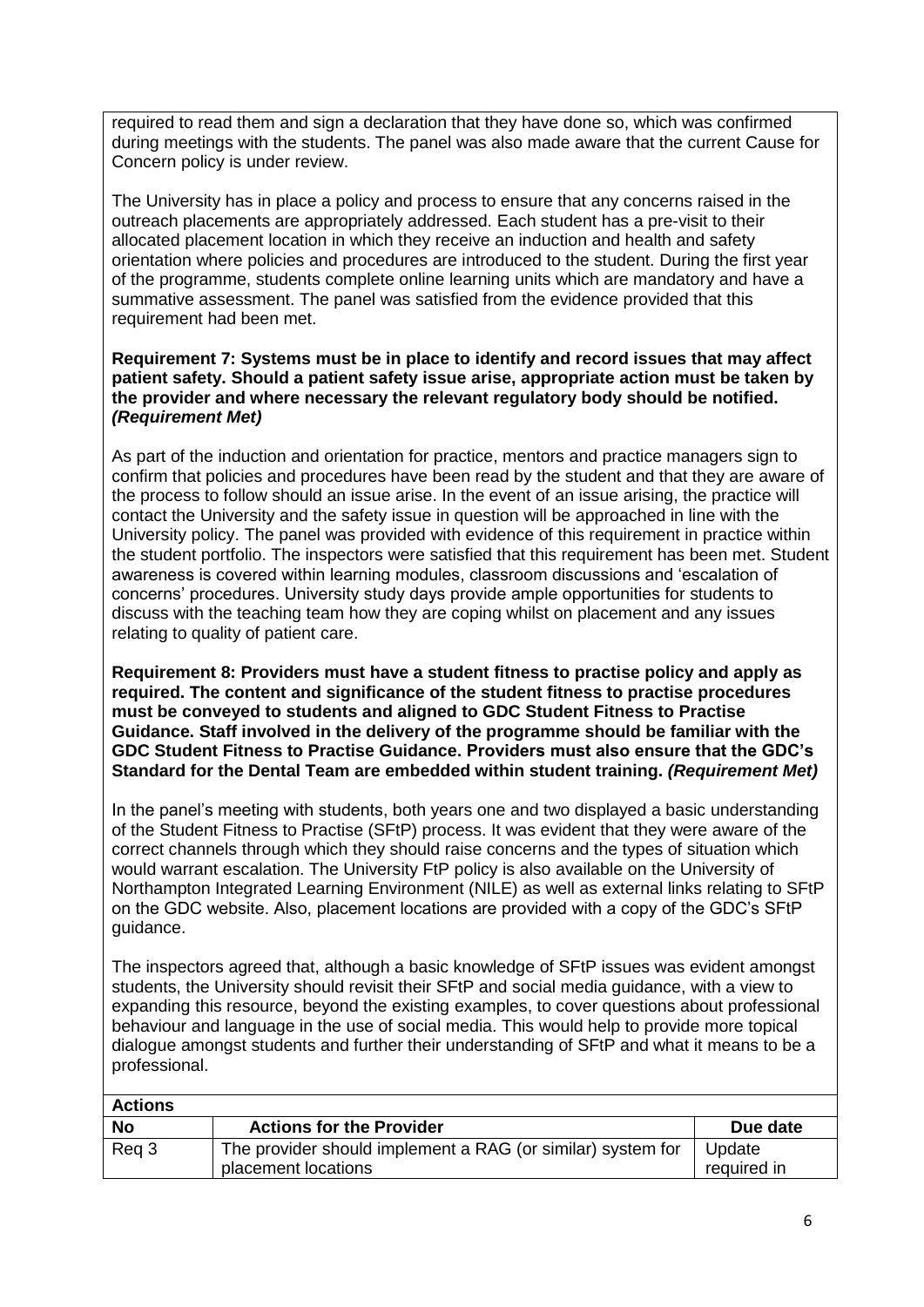required to read them and sign a declaration that they have done so, which was confirmed during meetings with the students. The panel was also made aware that the current Cause for Concern policy is under review.

The University has in place a policy and process to ensure that any concerns raised in the outreach placements are appropriately addressed. Each student has a pre-visit to their allocated placement location in which they receive an induction and health and safety orientation where policies and procedures are introduced to the student. During the first year of the programme, students complete online learning units which are mandatory and have a summative assessment. The panel was satisfied from the evidence provided that this requirement had been met.

**Requirement 7: Systems must be in place to identify and record issues that may affect patient safety. Should a patient safety issue arise, appropriate action must be taken by the provider and where necessary the relevant regulatory body should be notified. *(Requirement Met)***

As part of the induction and orientation for practice, mentors and practice managers sign to confirm that policies and procedures have been read by the student and that they are aware of the process to follow should an issue arise. In the event of an issue arising, the practice will contact the University and the safety issue in question will be approached in line with the University policy. The panel was provided with evidence of this requirement in practice within the student portfolio. The inspectors were satisfied that this requirement has been met. Student awareness is covered within learning modules, classroom discussions and 'escalation of concerns' procedures. University study days provide ample opportunities for students to discuss with the teaching team how they are coping whilst on placement and any issues relating to quality of patient care.

**Requirement 8: Providers must have a student fitness to practise policy and apply as required. The content and significance of the student fitness to practise procedures must be conveyed to students and aligned to GDC Student Fitness to Practise Guidance. Staff involved in the delivery of the programme should be familiar with the GDC Student Fitness to Practise Guidance. Providers must also ensure that the GDC's Standard for the Dental Team are embedded within student training. *(Requirement Met)***

In the panel's meeting with students, both years one and two displayed a basic understanding of the Student Fitness to Practise (SFtP) process. It was evident that they were aware of the correct channels through which they should raise concerns and the types of situation which would warrant escalation. The University FtP policy is also available on the University of Northampton Integrated Learning Environment (NILE) as well as external links relating to SFtP on the GDC website. Also, placement locations are provided with a copy of the GDC's SFtP guidance.

The inspectors agreed that, although a basic knowledge of SFtP issues was evident amongst students, the University should revisit their SFtP and social media guidance, with a view to expanding this resource, beyond the existing examples, to cover questions about professional behaviour and language in the use of social media. This would help to provide more topical dialogue amongst students and further their understanding of SFtP and what it means to be a professional.

| **Actions** | | |
|---|---|---|
| **No** | **Actions for the Provider** | **Due date** |
| Req 3 | The provider should implement a RAG (or similar) system for placement locations | Update required in |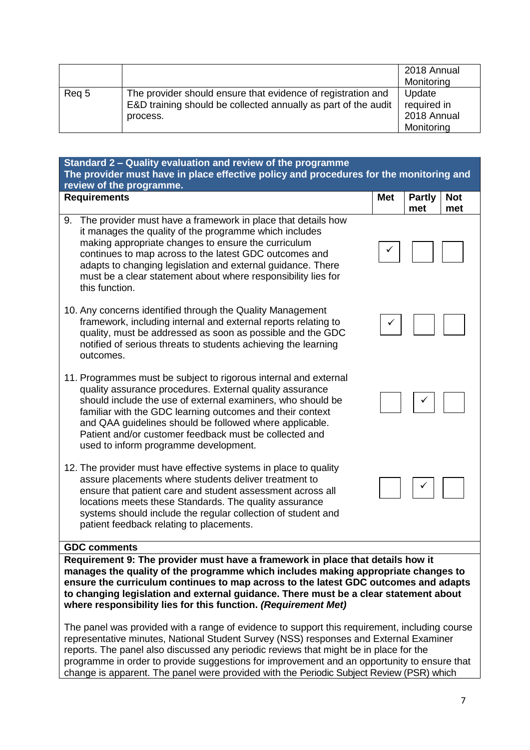| | | |
|---|---|---|
| | | 2018 Annual Monitoring |
| Req 5 | The provider should ensure that evidence of registration and E&D training should be collected annually as part of the audit process. | Update required in 2018 Annual Monitoring |

| **Standard 2 – Quality evaluation and review of the programme**<br>**The provider must have in place effective policy and procedures for the monitoring and review of the programme.** | | | |
|---|---|---|---|
| **Requirements** | **Met** | **Partly met** | **Not met** |
| 9. The provider must have a framework in place that details how it manages the quality of the programme which includes making appropriate changes to ensure the curriculum continues to map across to the latest GDC outcomes and adapts to changing legislation and external guidance. There must be a clear statement about where responsibility lies for this function. | ✓ | | |
| 10. Any concerns identified through the Quality Management framework, including internal and external reports relating to quality, must be addressed as soon as possible and the GDC notified of serious threats to students achieving the learning outcomes. | ✓ | | |
| 11. Programmes must be subject to rigorous internal and external quality assurance procedures. External quality assurance should include the use of external examiners, who should be familiar with the GDC learning outcomes and their context and QAA guidelines should be followed where applicable. Patient and/or customer feedback must be collected and used to inform programme development. | | ✓ | |
| 12. The provider must have effective systems in place to quality assure placements where students deliver treatment to ensure that patient care and student assessment across all locations meets these Standards. The quality assurance systems should include the regular collection of student and patient feedback relating to placements. | | ✓ | |

**GDC comments**

**Requirement 9: The provider must have a framework in place that details how it manages the quality of the programme which includes making appropriate changes to ensure the curriculum continues to map across to the latest GDC outcomes and adapts to changing legislation and external guidance. There must be a clear statement about where responsibility lies for this function. *(Requirement Met)***

The panel was provided with a range of evidence to support this requirement, including course representative minutes, National Student Survey (NSS) responses and External Examiner reports. The panel also discussed any periodic reviews that might be in place for the programme in order to provide suggestions for improvement and an opportunity to ensure that change is apparent. The panel were provided with the Periodic Subject Review (PSR) which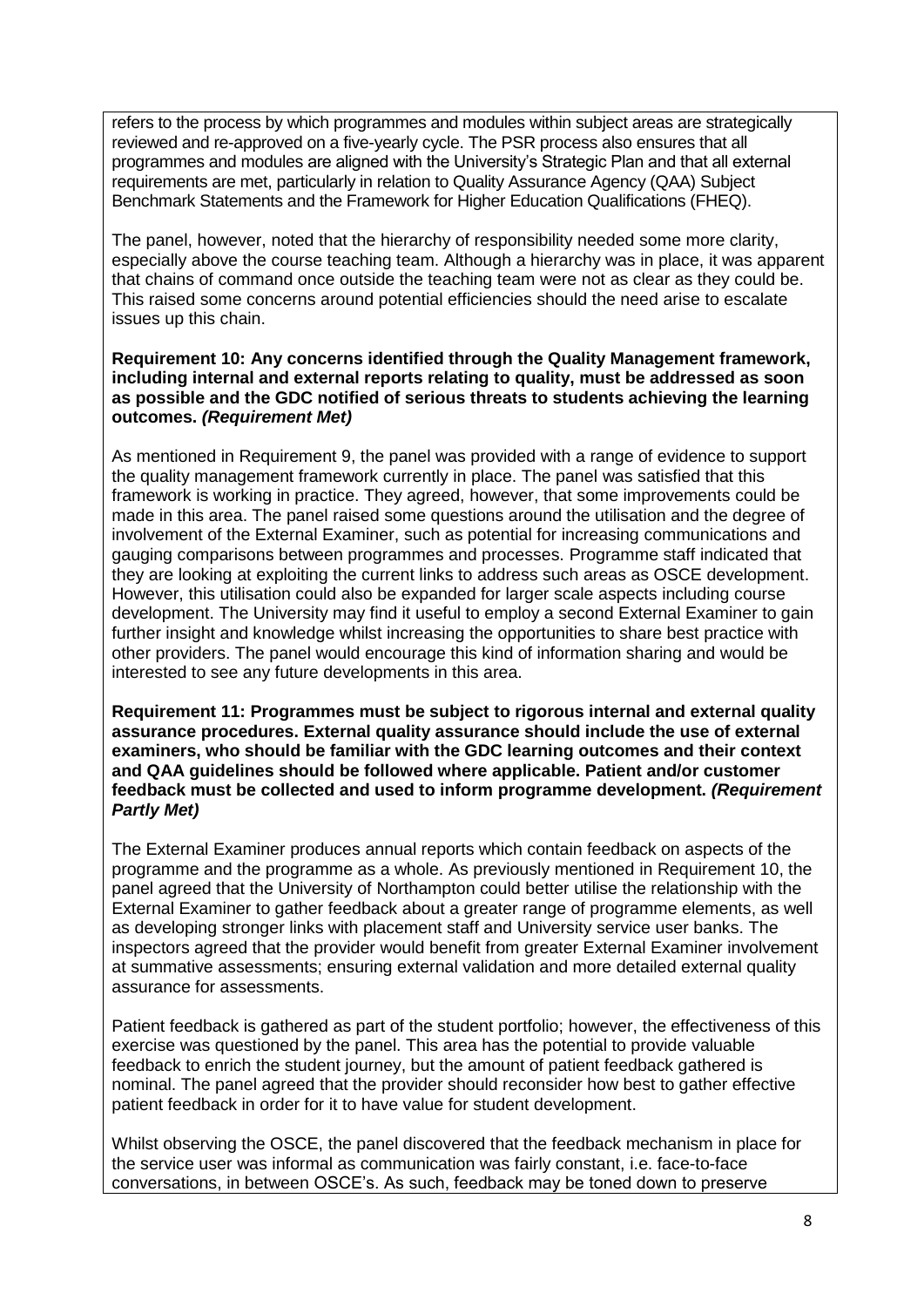refers to the process by which programmes and modules within subject areas are strategically reviewed and re-approved on a five-yearly cycle. The PSR process also ensures that all programmes and modules are aligned with the University's Strategic Plan and that all external requirements are met, particularly in relation to Quality Assurance Agency (QAA) Subject Benchmark Statements and the Framework for Higher Education Qualifications (FHEQ).

The panel, however, noted that the hierarchy of responsibility needed some more clarity, especially above the course teaching team. Although a hierarchy was in place, it was apparent that chains of command once outside the teaching team were not as clear as they could be. This raised some concerns around potential efficiencies should the need arise to escalate issues up this chain.

**Requirement 10: Any concerns identified through the Quality Management framework, including internal and external reports relating to quality, must be addressed as soon as possible and the GDC notified of serious threats to students achieving the learning outcomes.** ***(Requirement Met)***

As mentioned in Requirement 9, the panel was provided with a range of evidence to support the quality management framework currently in place. The panel was satisfied that this framework is working in practice. They agreed, however, that some improvements could be made in this area. The panel raised some questions around the utilisation and the degree of involvement of the External Examiner, such as potential for increasing communications and gauging comparisons between programmes and processes. Programme staff indicated that they are looking at exploiting the current links to address such areas as OSCE development. However, this utilisation could also be expanded for larger scale aspects including course development. The University may find it useful to employ a second External Examiner to gain further insight and knowledge whilst increasing the opportunities to share best practice with other providers. The panel would encourage this kind of information sharing and would be interested to see any future developments in this area.

**Requirement 11: Programmes must be subject to rigorous internal and external quality assurance procedures. External quality assurance should include the use of external examiners, who should be familiar with the GDC learning outcomes and their context and QAA guidelines should be followed where applicable. Patient and/or customer feedback must be collected and used to inform programme development.** ***(Requirement Partly Met)***

The External Examiner produces annual reports which contain feedback on aspects of the programme and the programme as a whole. As previously mentioned in Requirement 10, the panel agreed that the University of Northampton could better utilise the relationship with the External Examiner to gather feedback about a greater range of programme elements, as well as developing stronger links with placement staff and University service user banks. The inspectors agreed that the provider would benefit from greater External Examiner involvement at summative assessments; ensuring external validation and more detailed external quality assurance for assessments.

Patient feedback is gathered as part of the student portfolio; however, the effectiveness of this exercise was questioned by the panel. This area has the potential to provide valuable feedback to enrich the student journey, but the amount of patient feedback gathered is nominal. The panel agreed that the provider should reconsider how best to gather effective patient feedback in order for it to have value for student development.

Whilst observing the OSCE, the panel discovered that the feedback mechanism in place for the service user was informal as communication was fairly constant, i.e. face-to-face conversations, in between OSCE's. As such, feedback may be toned down to preserve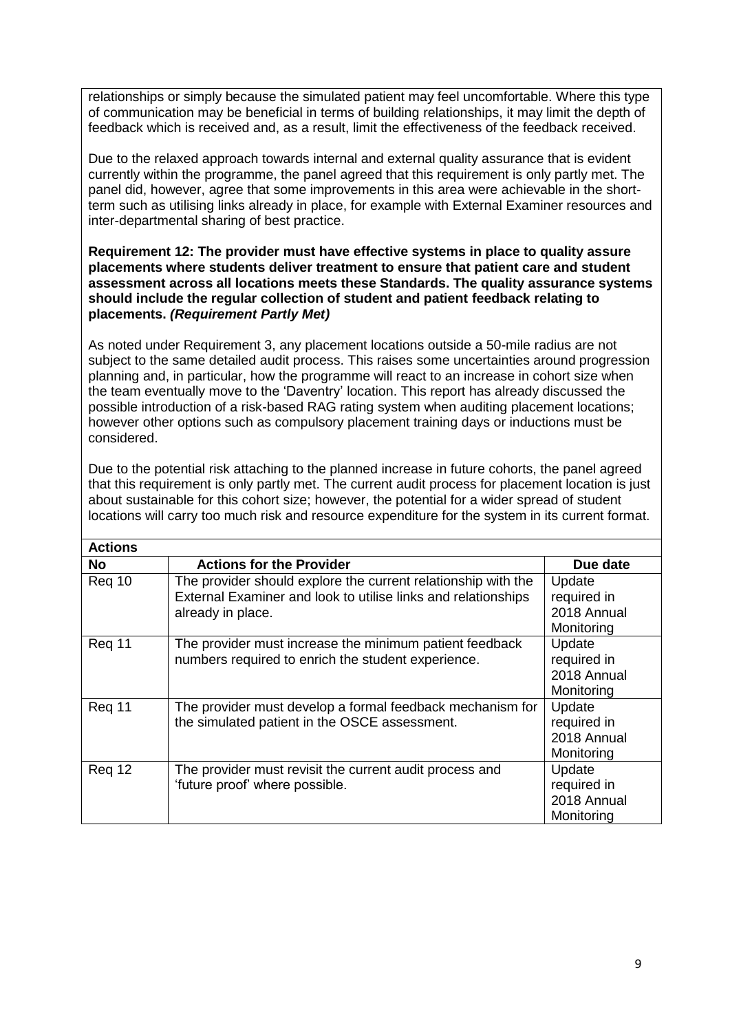relationships or simply because the simulated patient may feel uncomfortable. Where this type of communication may be beneficial in terms of building relationships, it may limit the depth of feedback which is received and, as a result, limit the effectiveness of the feedback received.

Due to the relaxed approach towards internal and external quality assurance that is evident currently within the programme, the panel agreed that this requirement is only partly met. The panel did, however, agree that some improvements in this area were achievable in the short-term such as utilising links already in place, for example with External Examiner resources and inter-departmental sharing of best practice.

**Requirement 12: The provider must have effective systems in place to quality assure placements where students deliver treatment to ensure that patient care and student assessment across all locations meets these Standards. The quality assurance systems should include the regular collection of student and patient feedback relating to placements. *(Requirement Partly Met)***

As noted under Requirement 3, any placement locations outside a 50-mile radius are not subject to the same detailed audit process. This raises some uncertainties around progression planning and, in particular, how the programme will react to an increase in cohort size when the team eventually move to the 'Daventry' location. This report has already discussed the possible introduction of a risk-based RAG rating system when auditing placement locations; however other options such as compulsory placement training days or inductions must be considered.

Due to the potential risk attaching to the planned increase in future cohorts, the panel agreed that this requirement is only partly met. The current audit process for placement location is just about sustainable for this cohort size; however, the potential for a wider spread of student locations will carry too much risk and resource expenditure for the system in its current format.

**Actions**

| No | Actions for the Provider | Due date |
|---|---|---|
| Req 10 | The provider should explore the current relationship with the External Examiner and look to utilise links and relationships already in place. | Update required in 2018 Annual Monitoring |
| Req 11 | The provider must increase the minimum patient feedback numbers required to enrich the student experience. | Update required in 2018 Annual Monitoring |
| Req 11 | The provider must develop a formal feedback mechanism for the simulated patient in the OSCE assessment. | Update required in 2018 Annual Monitoring |
| Req 12 | The provider must revisit the current audit process and 'future proof' where possible. | Update required in 2018 Annual Monitoring |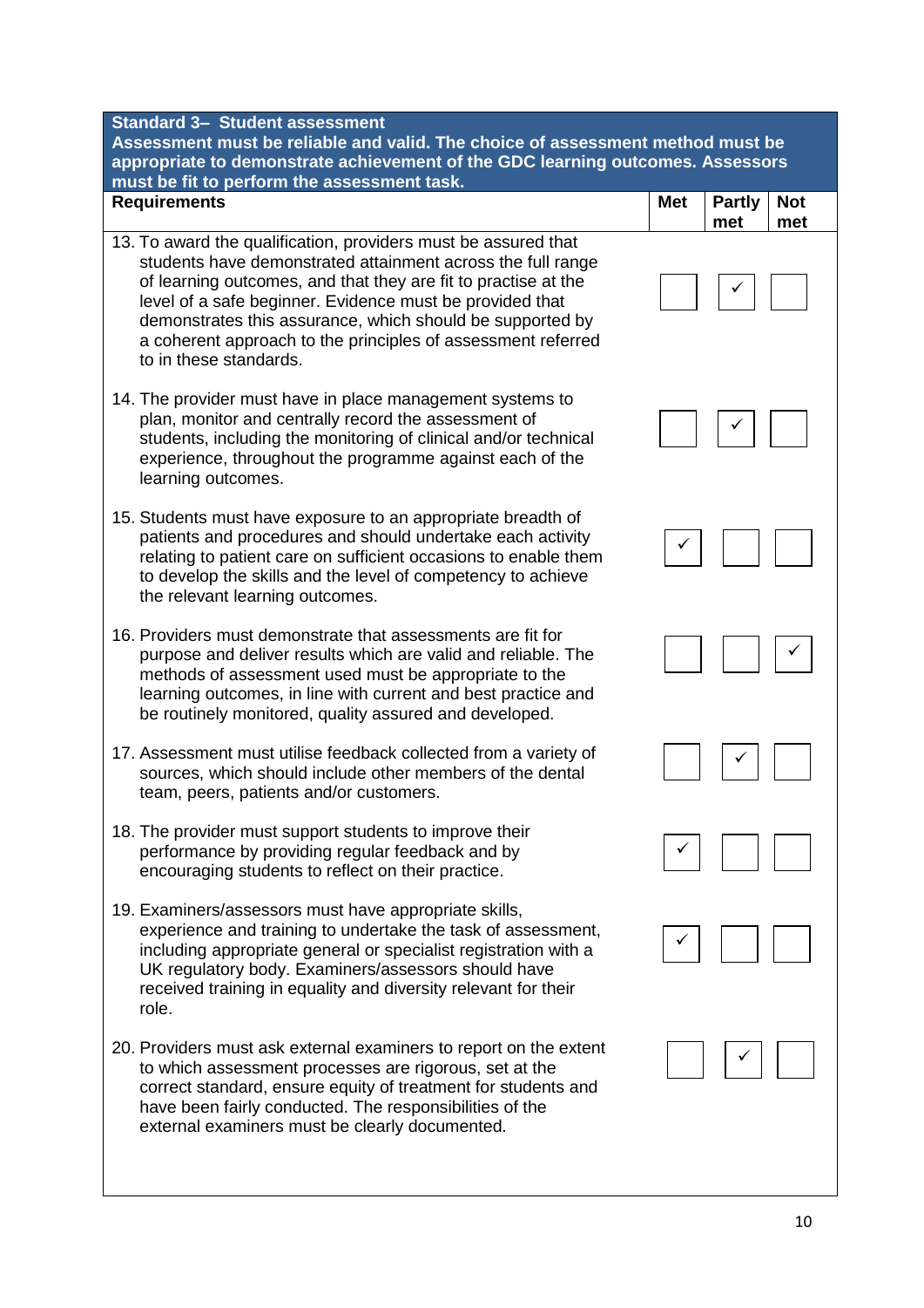| **Standard 3– Student assessment**<br>**Assessment must be reliable and valid. The choice of assessment method must be appropriate to demonstrate achievement of the GDC learning outcomes. Assessors must be fit to perform the assessment task.** | | | |
|---|---|---|---|
| **Requirements** | **Met** | **Partly met** | **Not met** |
| 13. To award the qualification, providers must be assured that students have demonstrated attainment across the full range of learning outcomes, and that they are fit to practise at the level of a safe beginner. Evidence must be provided that demonstrates this assurance, which should be supported by a coherent approach to the principles of assessment referred to in these standards. | | ✓ | |
| 14. The provider must have in place management systems to plan, monitor and centrally record the assessment of students, including the monitoring of clinical and/or technical experience, throughout the programme against each of the learning outcomes. | | ✓ | |
| 15. Students must have exposure to an appropriate breadth of patients and procedures and should undertake each activity relating to patient care on sufficient occasions to enable them to develop the skills and the level of competency to achieve the relevant learning outcomes. | ✓ | | |
| 16. Providers must demonstrate that assessments are fit for purpose and deliver results which are valid and reliable. The methods of assessment used must be appropriate to the learning outcomes, in line with current and best practice and be routinely monitored, quality assured and developed. | | | ✓ |
| 17. Assessment must utilise feedback collected from a variety of sources, which should include other members of the dental team, peers, patients and/or customers. | | ✓ | |
| 18. The provider must support students to improve their performance by providing regular feedback and by encouraging students to reflect on their practice. | ✓ | | |
| 19. Examiners/assessors must have appropriate skills, experience and training to undertake the task of assessment, including appropriate general or specialist registration with a UK regulatory body. Examiners/assessors should have received training in equality and diversity relevant for their role. | ✓ | | |
| 20. Providers must ask external examiners to report on the extent to which assessment processes are rigorous, set at the correct standard, ensure equity of treatment for students and have been fairly conducted. The responsibilities of the external examiners must be clearly documented. | | ✓ | |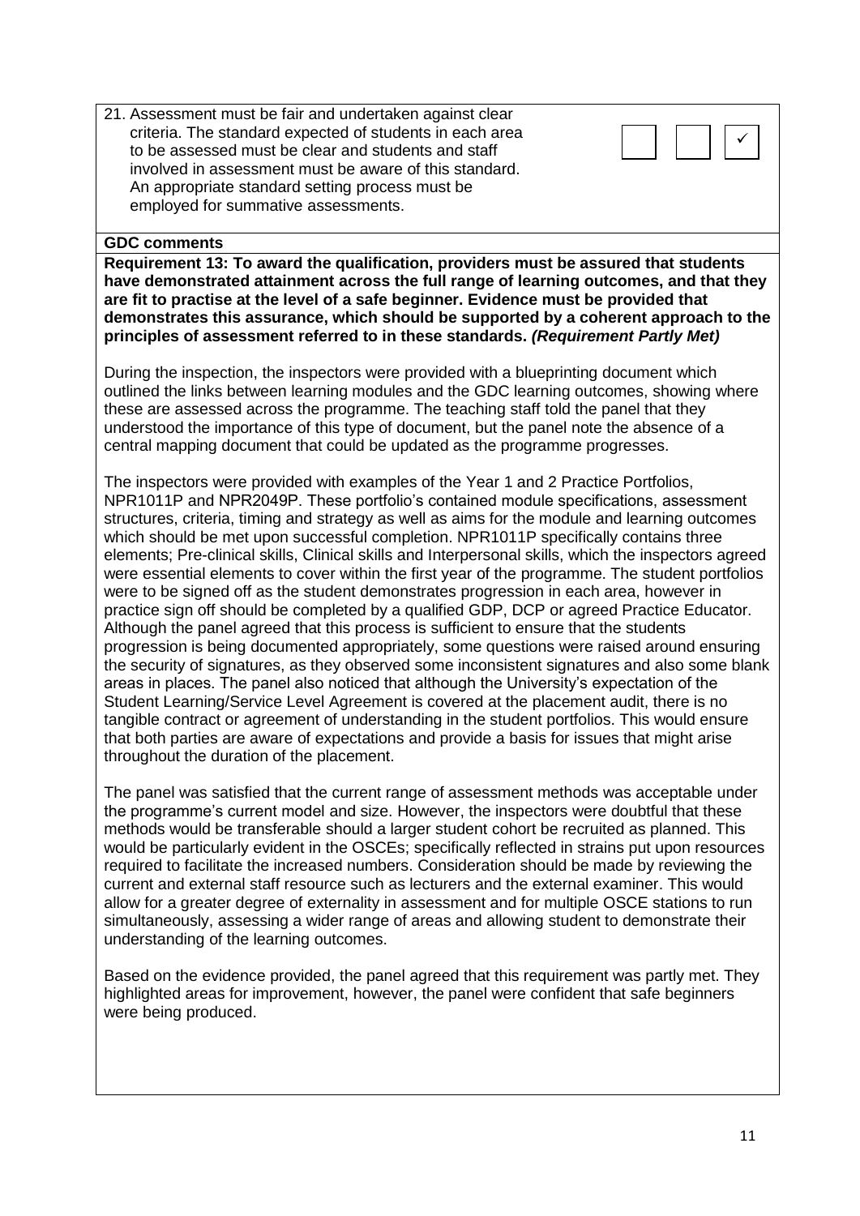| | | | |
|---|---|---|---|
| 21. Assessment must be fair and undertaken against clear criteria. The standard expected of students in each area to be assessed must be clear and students and staff involved in assessment must be aware of this standard. An appropriate standard setting process must be employed for summative assessments. | | | ✓ |

**GDC comments**

**Requirement 13: To award the qualification, providers must be assured that students have demonstrated attainment across the full range of learning outcomes, and that they are fit to practise at the level of a safe beginner. Evidence must be provided that demonstrates this assurance, which should be supported by a coherent approach to the principles of assessment referred to in these standards. *(Requirement Partly Met)***

During the inspection, the inspectors were provided with a blueprinting document which outlined the links between learning modules and the GDC learning outcomes, showing where these are assessed across the programme. The teaching staff told the panel that they understood the importance of this type of document, but the panel note the absence of a central mapping document that could be updated as the programme progresses.

The inspectors were provided with examples of the Year 1 and 2 Practice Portfolios, NPR1011P and NPR2049P. These portfolio's contained module specifications, assessment structures, criteria, timing and strategy as well as aims for the module and learning outcomes which should be met upon successful completion. NPR1011P specifically contains three elements; Pre-clinical skills, Clinical skills and Interpersonal skills, which the inspectors agreed were essential elements to cover within the first year of the programme. The student portfolios were to be signed off as the student demonstrates progression in each area, however in practice sign off should be completed by a qualified GDP, DCP or agreed Practice Educator. Although the panel agreed that this process is sufficient to ensure that the students progression is being documented appropriately, some questions were raised around ensuring the security of signatures, as they observed some inconsistent signatures and also some blank areas in places. The panel also noticed that although the University's expectation of the Student Learning/Service Level Agreement is covered at the placement audit, there is no tangible contract or agreement of understanding in the student portfolios. This would ensure that both parties are aware of expectations and provide a basis for issues that might arise throughout the duration of the placement.

The panel was satisfied that the current range of assessment methods was acceptable under the programme's current model and size. However, the inspectors were doubtful that these methods would be transferable should a larger student cohort be recruited as planned. This would be particularly evident in the OSCEs; specifically reflected in strains put upon resources required to facilitate the increased numbers. Consideration should be made by reviewing the current and external staff resource such as lecturers and the external examiner. This would allow for a greater degree of externality in assessment and for multiple OSCE stations to run simultaneously, assessing a wider range of areas and allowing student to demonstrate their understanding of the learning outcomes.

Based on the evidence provided, the panel agreed that this requirement was partly met. They highlighted areas for improvement, however, the panel were confident that safe beginners were being produced.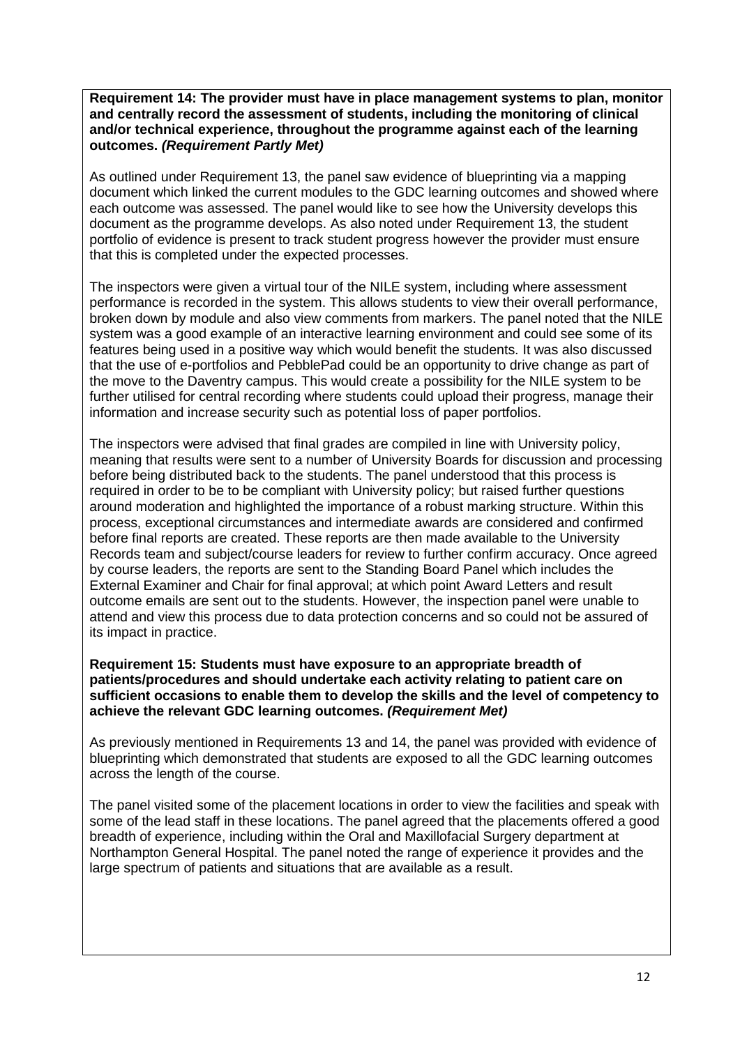**Requirement 14: The provider must have in place management systems to plan, monitor and centrally record the assessment of students, including the monitoring of clinical and/or technical experience, throughout the programme against each of the learning outcomes. *(Requirement Partly Met)***

As outlined under Requirement 13, the panel saw evidence of blueprinting via a mapping document which linked the current modules to the GDC learning outcomes and showed where each outcome was assessed. The panel would like to see how the University develops this document as the programme develops. As also noted under Requirement 13, the student portfolio of evidence is present to track student progress however the provider must ensure that this is completed under the expected processes.

The inspectors were given a virtual tour of the NILE system, including where assessment performance is recorded in the system. This allows students to view their overall performance, broken down by module and also view comments from markers. The panel noted that the NILE system was a good example of an interactive learning environment and could see some of its features being used in a positive way which would benefit the students. It was also discussed that the use of e-portfolios and PebblePad could be an opportunity to drive change as part of the move to the Daventry campus. This would create a possibility for the NILE system to be further utilised for central recording where students could upload their progress, manage their information and increase security such as potential loss of paper portfolios.

The inspectors were advised that final grades are compiled in line with University policy, meaning that results were sent to a number of University Boards for discussion and processing before being distributed back to the students. The panel understood that this process is required in order to be to be compliant with University policy; but raised further questions around moderation and highlighted the importance of a robust marking structure. Within this process, exceptional circumstances and intermediate awards are considered and confirmed before final reports are created. These reports are then made available to the University Records team and subject/course leaders for review to further confirm accuracy. Once agreed by course leaders, the reports are sent to the Standing Board Panel which includes the External Examiner and Chair for final approval; at which point Award Letters and result outcome emails are sent out to the students. However, the inspection panel were unable to attend and view this process due to data protection concerns and so could not be assured of its impact in practice.

**Requirement 15: Students must have exposure to an appropriate breadth of patients/procedures and should undertake each activity relating to patient care on sufficient occasions to enable them to develop the skills and the level of competency to achieve the relevant GDC learning outcomes. *(Requirement Met)***

As previously mentioned in Requirements 13 and 14, the panel was provided with evidence of blueprinting which demonstrated that students are exposed to all the GDC learning outcomes across the length of the course.

The panel visited some of the placement locations in order to view the facilities and speak with some of the lead staff in these locations. The panel agreed that the placements offered a good breadth of experience, including within the Oral and Maxillofacial Surgery department at Northampton General Hospital. The panel noted the range of experience it provides and the large spectrum of patients and situations that are available as a result.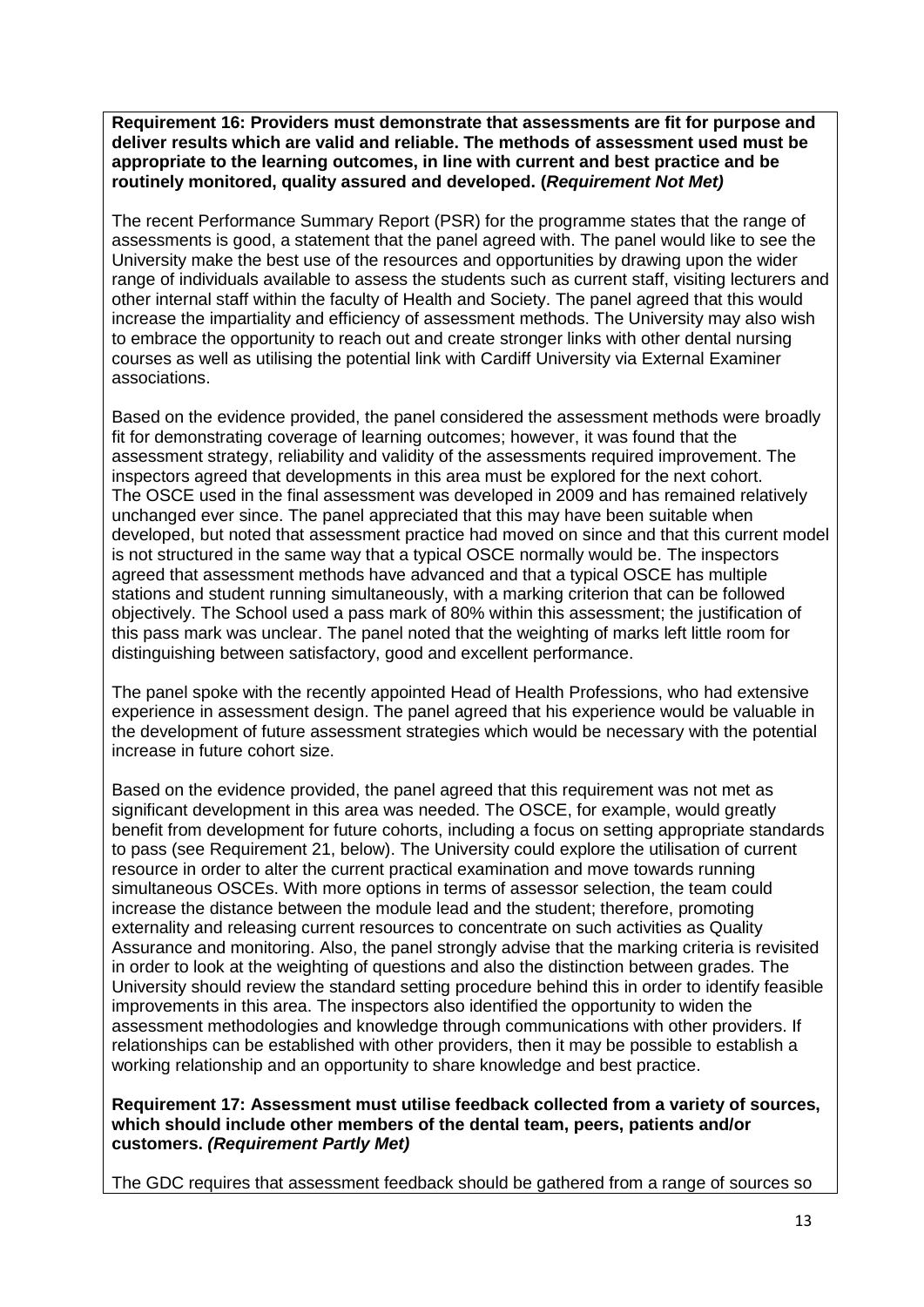**Requirement 16: Providers must demonstrate that assessments are fit for purpose and deliver results which are valid and reliable. The methods of assessment used must be appropriate to the learning outcomes, in line with current and best practice and be routinely monitored, quality assured and developed. (*Requirement Not Met)***

The recent Performance Summary Report (PSR) for the programme states that the range of assessments is good, a statement that the panel agreed with. The panel would like to see the University make the best use of the resources and opportunities by drawing upon the wider range of individuals available to assess the students such as current staff, visiting lecturers and other internal staff within the faculty of Health and Society. The panel agreed that this would increase the impartiality and efficiency of assessment methods. The University may also wish to embrace the opportunity to reach out and create stronger links with other dental nursing courses as well as utilising the potential link with Cardiff University via External Examiner associations.

Based on the evidence provided, the panel considered the assessment methods were broadly fit for demonstrating coverage of learning outcomes; however, it was found that the assessment strategy, reliability and validity of the assessments required improvement. The inspectors agreed that developments in this area must be explored for the next cohort. The OSCE used in the final assessment was developed in 2009 and has remained relatively unchanged ever since. The panel appreciated that this may have been suitable when developed, but noted that assessment practice had moved on since and that this current model is not structured in the same way that a typical OSCE normally would be. The inspectors agreed that assessment methods have advanced and that a typical OSCE has multiple stations and student running simultaneously, with a marking criterion that can be followed objectively. The School used a pass mark of 80% within this assessment; the justification of this pass mark was unclear. The panel noted that the weighting of marks left little room for distinguishing between satisfactory, good and excellent performance.

The panel spoke with the recently appointed Head of Health Professions, who had extensive experience in assessment design. The panel agreed that his experience would be valuable in the development of future assessment strategies which would be necessary with the potential increase in future cohort size.

Based on the evidence provided, the panel agreed that this requirement was not met as significant development in this area was needed. The OSCE, for example, would greatly benefit from development for future cohorts, including a focus on setting appropriate standards to pass (see Requirement 21, below). The University could explore the utilisation of current resource in order to alter the current practical examination and move towards running simultaneous OSCEs. With more options in terms of assessor selection, the team could increase the distance between the module lead and the student; therefore, promoting externality and releasing current resources to concentrate on such activities as Quality Assurance and monitoring. Also, the panel strongly advise that the marking criteria is revisited in order to look at the weighting of questions and also the distinction between grades. The University should review the standard setting procedure behind this in order to identify feasible improvements in this area. The inspectors also identified the opportunity to widen the assessment methodologies and knowledge through communications with other providers. If relationships can be established with other providers, then it may be possible to establish a working relationship and an opportunity to share knowledge and best practice.

**Requirement 17: Assessment must utilise feedback collected from a variety of sources, which should include other members of the dental team, peers, patients and/or customers. *(Requirement Partly Met)***

The GDC requires that assessment feedback should be gathered from a range of sources so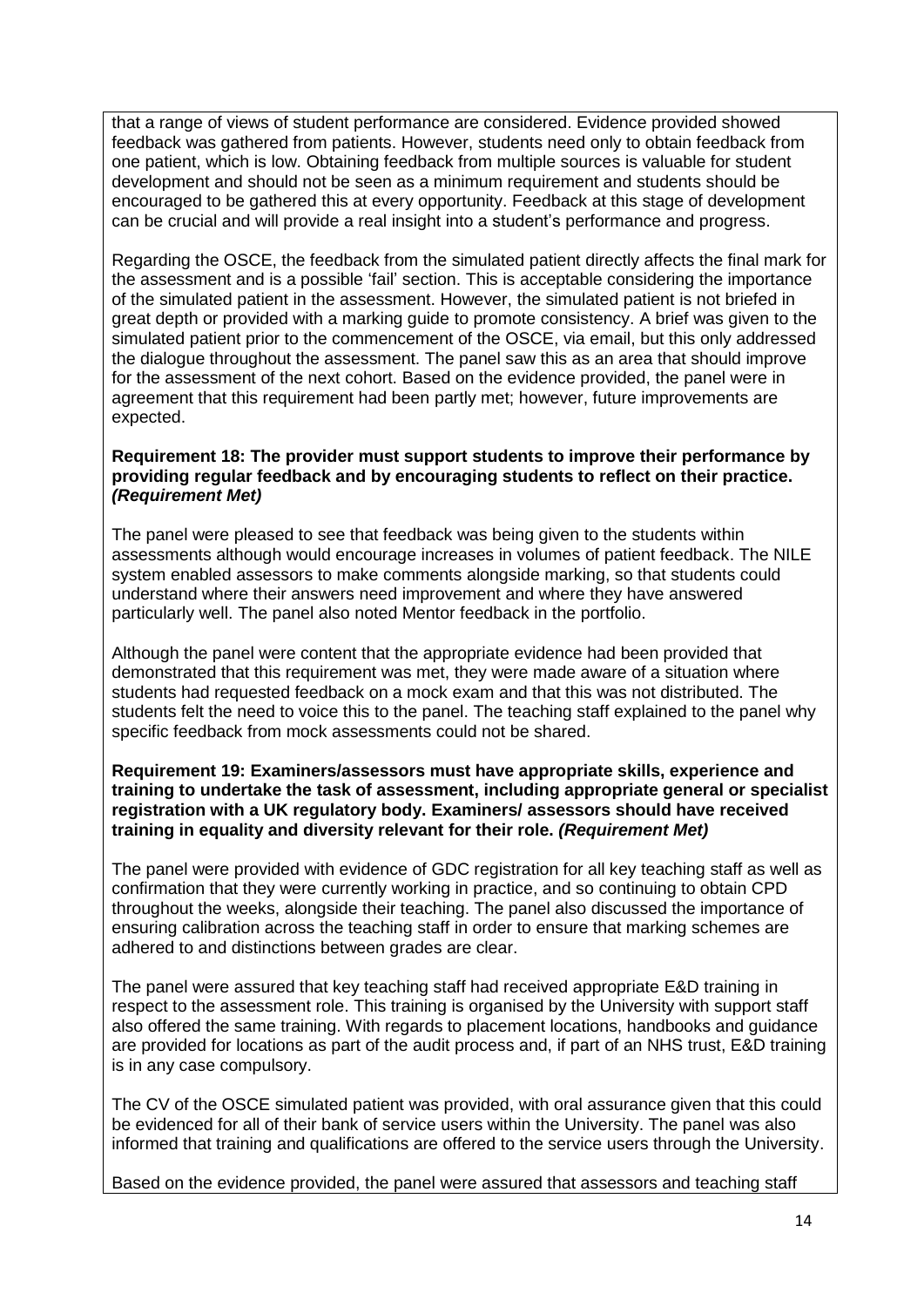that a range of views of student performance are considered. Evidence provided showed feedback was gathered from patients. However, students need only to obtain feedback from one patient, which is low. Obtaining feedback from multiple sources is valuable for student development and should not be seen as a minimum requirement and students should be encouraged to be gathered this at every opportunity. Feedback at this stage of development can be crucial and will provide a real insight into a student's performance and progress.

Regarding the OSCE, the feedback from the simulated patient directly affects the final mark for the assessment and is a possible 'fail' section. This is acceptable considering the importance of the simulated patient in the assessment. However, the simulated patient is not briefed in great depth or provided with a marking guide to promote consistency. A brief was given to the simulated patient prior to the commencement of the OSCE, via email, but this only addressed the dialogue throughout the assessment. The panel saw this as an area that should improve for the assessment of the next cohort. Based on the evidence provided, the panel were in agreement that this requirement had been partly met; however, future improvements are expected.

**Requirement 18: The provider must support students to improve their performance by providing regular feedback and by encouraging students to reflect on their practice.** ***(Requirement Met)***

The panel were pleased to see that feedback was being given to the students within assessments although would encourage increases in volumes of patient feedback. The NILE system enabled assessors to make comments alongside marking, so that students could understand where their answers need improvement and where they have answered particularly well. The panel also noted Mentor feedback in the portfolio.

Although the panel were content that the appropriate evidence had been provided that demonstrated that this requirement was met, they were made aware of a situation where students had requested feedback on a mock exam and that this was not distributed. The students felt the need to voice this to the panel. The teaching staff explained to the panel why specific feedback from mock assessments could not be shared.

**Requirement 19: Examiners/assessors must have appropriate skills, experience and training to undertake the task of assessment, including appropriate general or specialist registration with a UK regulatory body. Examiners/ assessors should have received training in equality and diversity relevant for their role.** ***(Requirement Met)***

The panel were provided with evidence of GDC registration for all key teaching staff as well as confirmation that they were currently working in practice, and so continuing to obtain CPD throughout the weeks, alongside their teaching. The panel also discussed the importance of ensuring calibration across the teaching staff in order to ensure that marking schemes are adhered to and distinctions between grades are clear.

The panel were assured that key teaching staff had received appropriate E&D training in respect to the assessment role. This training is organised by the University with support staff also offered the same training. With regards to placement locations, handbooks and guidance are provided for locations as part of the audit process and, if part of an NHS trust, E&D training is in any case compulsory.

The CV of the OSCE simulated patient was provided, with oral assurance given that this could be evidenced for all of their bank of service users within the University. The panel was also informed that training and qualifications are offered to the service users through the University.

Based on the evidence provided, the panel were assured that assessors and teaching staff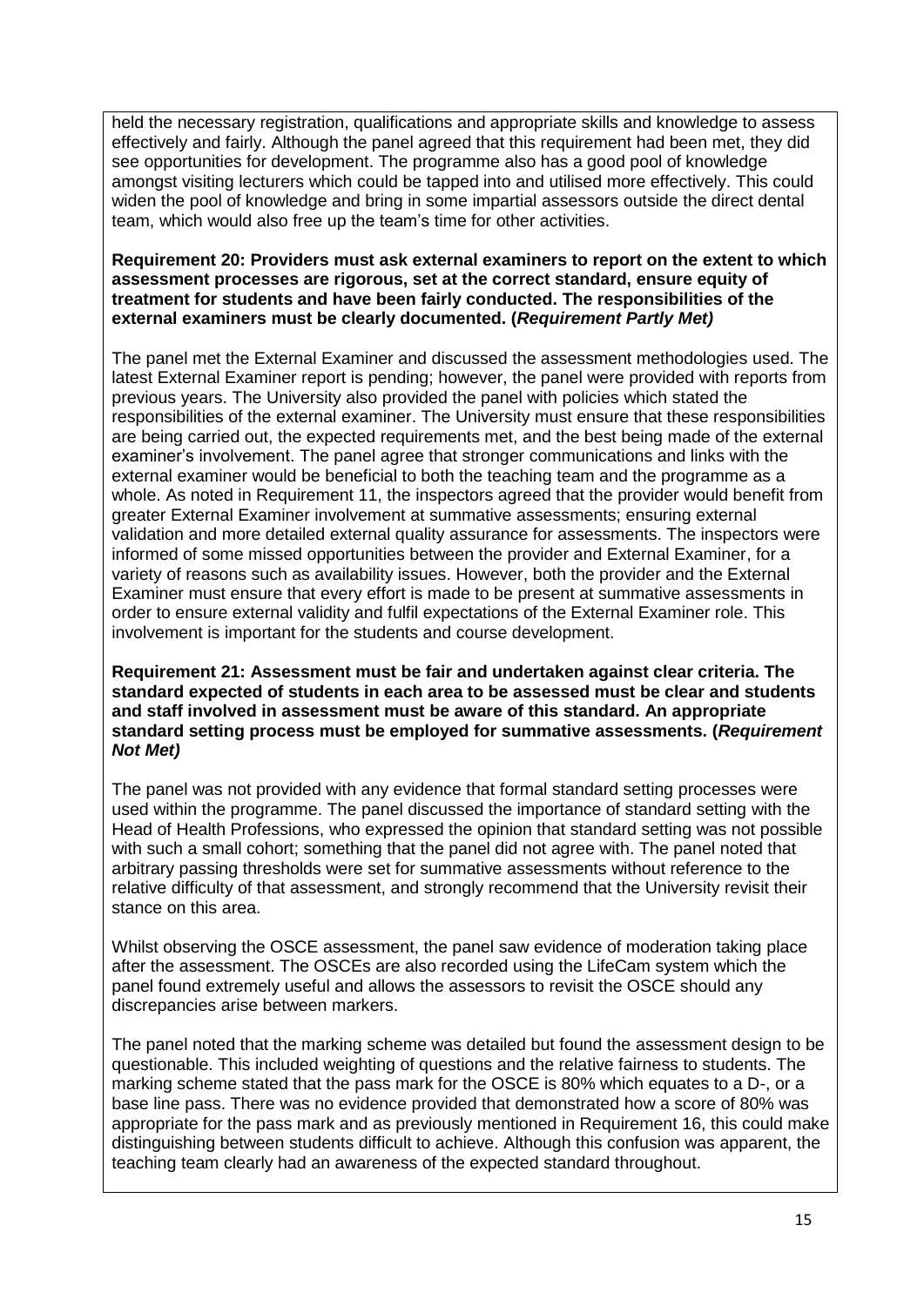held the necessary registration, qualifications and appropriate skills and knowledge to assess effectively and fairly. Although the panel agreed that this requirement had been met, they did see opportunities for development. The programme also has a good pool of knowledge amongst visiting lecturers which could be tapped into and utilised more effectively. This could widen the pool of knowledge and bring in some impartial assessors outside the direct dental team, which would also free up the team's time for other activities.

**Requirement 20: Providers must ask external examiners to report on the extent to which assessment processes are rigorous, set at the correct standard, ensure equity of treatment for students and have been fairly conducted. The responsibilities of the external examiners must be clearly documented. (*Requirement Partly Met*)**

The panel met the External Examiner and discussed the assessment methodologies used. The latest External Examiner report is pending; however, the panel were provided with reports from previous years. The University also provided the panel with policies which stated the responsibilities of the external examiner. The University must ensure that these responsibilities are being carried out, the expected requirements met, and the best being made of the external examiner's involvement. The panel agree that stronger communications and links with the external examiner would be beneficial to both the teaching team and the programme as a whole. As noted in Requirement 11, the inspectors agreed that the provider would benefit from greater External Examiner involvement at summative assessments; ensuring external validation and more detailed external quality assurance for assessments. The inspectors were informed of some missed opportunities between the provider and External Examiner, for a variety of reasons such as availability issues. However, both the provider and the External Examiner must ensure that every effort is made to be present at summative assessments in order to ensure external validity and fulfil expectations of the External Examiner role. This involvement is important for the students and course development.

**Requirement 21: Assessment must be fair and undertaken against clear criteria. The standard expected of students in each area to be assessed must be clear and students and staff involved in assessment must be aware of this standard. An appropriate standard setting process must be employed for summative assessments. (*Requirement Not Met*)**

The panel was not provided with any evidence that formal standard setting processes were used within the programme. The panel discussed the importance of standard setting with the Head of Health Professions, who expressed the opinion that standard setting was not possible with such a small cohort; something that the panel did not agree with. The panel noted that arbitrary passing thresholds were set for summative assessments without reference to the relative difficulty of that assessment, and strongly recommend that the University revisit their stance on this area.

Whilst observing the OSCE assessment, the panel saw evidence of moderation taking place after the assessment. The OSCEs are also recorded using the LifeCam system which the panel found extremely useful and allows the assessors to revisit the OSCE should any discrepancies arise between markers.

The panel noted that the marking scheme was detailed but found the assessment design to be questionable. This included weighting of questions and the relative fairness to students. The marking scheme stated that the pass mark for the OSCE is 80% which equates to a D-, or a base line pass. There was no evidence provided that demonstrated how a score of 80% was appropriate for the pass mark and as previously mentioned in Requirement 16, this could make distinguishing between students difficult to achieve. Although this confusion was apparent, the teaching team clearly had an awareness of the expected standard throughout.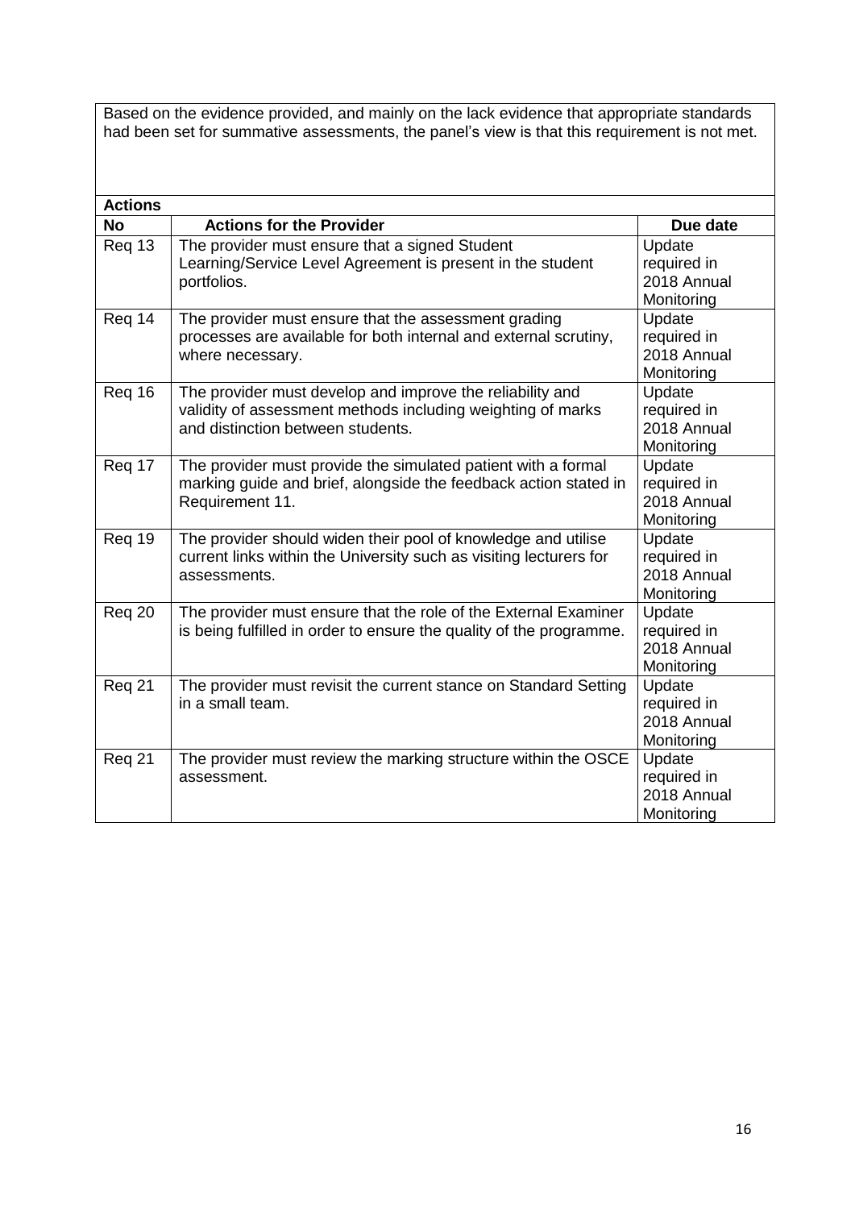Based on the evidence provided, and mainly on the lack evidence that appropriate standards had been set for summative assessments, the panel's view is that this requirement is not met.

**Actions**

| No | Actions for the Provider | Due date |
|---|---|---|
| Req 13 | The provider must ensure that a signed Student Learning/Service Level Agreement is present in the student portfolios. | Update required in 2018 Annual Monitoring |
| Req 14 | The provider must ensure that the assessment grading processes are available for both internal and external scrutiny, where necessary. | Update required in 2018 Annual Monitoring |
| Req 16 | The provider must develop and improve the reliability and validity of assessment methods including weighting of marks and distinction between students. | Update required in 2018 Annual Monitoring |
| Req 17 | The provider must provide the simulated patient with a formal marking guide and brief, alongside the feedback action stated in Requirement 11. | Update required in 2018 Annual Monitoring |
| Req 19 | The provider should widen their pool of knowledge and utilise current links within the University such as visiting lecturers for assessments. | Update required in 2018 Annual Monitoring |
| Req 20 | The provider must ensure that the role of the External Examiner is being fulfilled in order to ensure the quality of the programme. | Update required in 2018 Annual Monitoring |
| Req 21 | The provider must revisit the current stance on Standard Setting in a small team. | Update required in 2018 Annual Monitoring |
| Req 21 | The provider must review the marking structure within the OSCE assessment. | Update required in 2018 Annual Monitoring |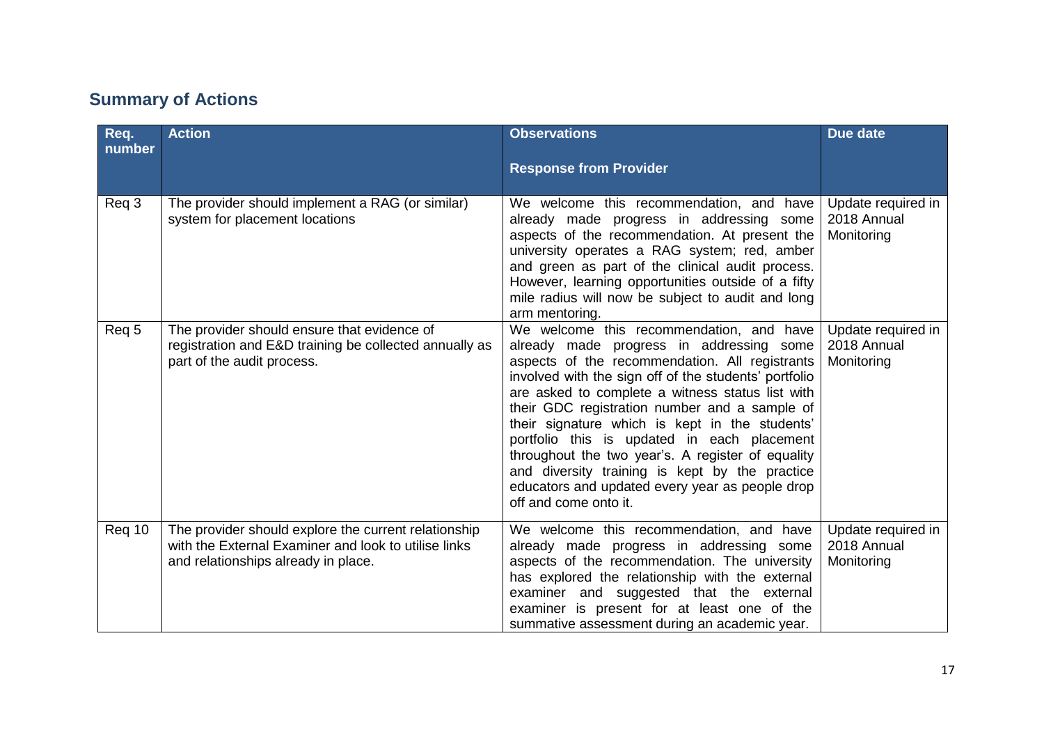## Summary of Actions

| Req. number | Action | Observations<br><br>Response from Provider | Due date |
|---|---|---|---|
| Req 3 | The provider should implement a RAG (or similar) system for placement locations | We welcome this recommendation, and have already made progress in addressing some aspects of the recommendation. At present the university operates a RAG system; red, amber and green as part of the clinical audit process. However, learning opportunities outside of a fifty mile radius will now be subject to audit and long arm mentoring. | Update required in 2018 Annual Monitoring |
| Req 5 | The provider should ensure that evidence of registration and E&D training be collected annually as part of the audit process. | We welcome this recommendation, and have already made progress in addressing some aspects of the recommendation. All registrants involved with the sign off of the students' portfolio are asked to complete a witness status list with their GDC registration number and a sample of their signature which is kept in the students' portfolio this is updated in each placement throughout the two year's. A register of equality and diversity training is kept by the practice educators and updated every year as people drop off and come onto it. | Update required in 2018 Annual Monitoring |
| Req 10 | The provider should explore the current relationship with the External Examiner and look to utilise links and relationships already in place. | We welcome this recommendation, and have already made progress in addressing some aspects of the recommendation. The university has explored the relationship with the external examiner and suggested that the external examiner is present for at least one of the summative assessment during an academic year. | Update required in 2018 Annual Monitoring |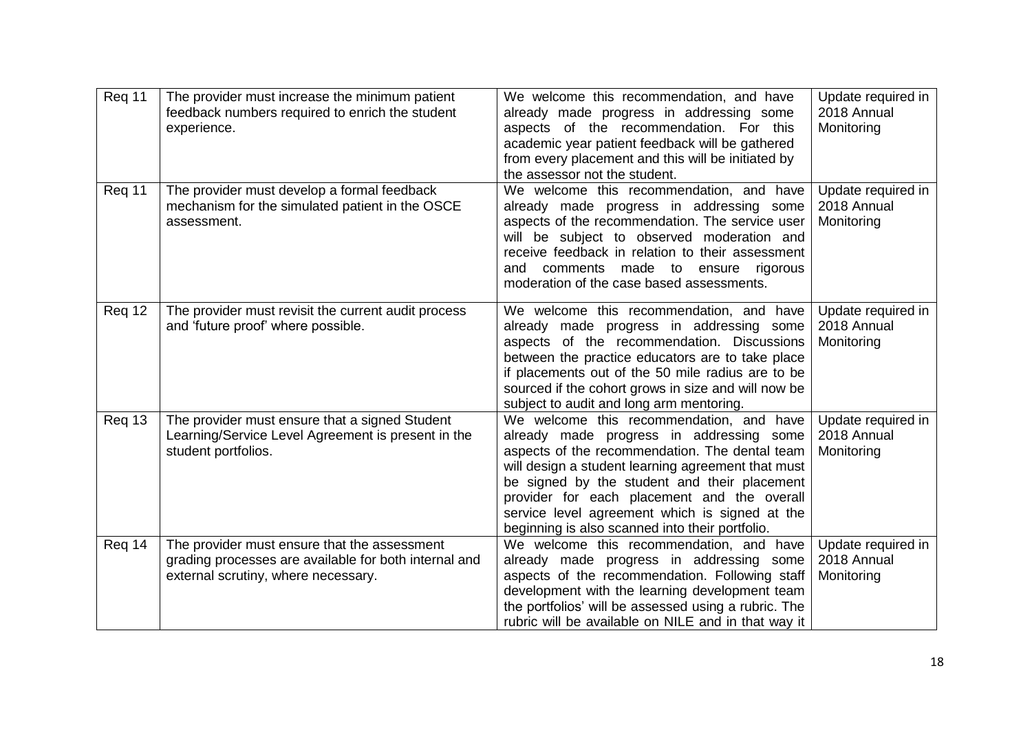| Req 11 | The provider must increase the minimum patient feedback numbers required to enrich the student experience. | We welcome this recommendation, and have already made progress in addressing some aspects of the recommendation. For this academic year patient feedback will be gathered from every placement and this will be initiated by the assessor not the student. | Update required in 2018 Annual Monitoring |
|---|---|---|---|
| Req 11 | The provider must develop a formal feedback mechanism for the simulated patient in the OSCE assessment. | We welcome this recommendation, and have already made progress in addressing some aspects of the recommendation. The service user will be subject to observed moderation and receive feedback in relation to their assessment and comments made to ensure rigorous moderation of the case based assessments. | Update required in 2018 Annual Monitoring |
| Req 12 | The provider must revisit the current audit process and 'future proof' where possible. | We welcome this recommendation, and have already made progress in addressing some aspects of the recommendation. Discussions between the practice educators are to take place if placements out of the 50 mile radius are to be sourced if the cohort grows in size and will now be subject to audit and long arm mentoring. | Update required in 2018 Annual Monitoring |
| Req 13 | The provider must ensure that a signed Student Learning/Service Level Agreement is present in the student portfolios. | We welcome this recommendation, and have already made progress in addressing some aspects of the recommendation. The dental team will design a student learning agreement that must be signed by the student and their placement provider for each placement and the overall service level agreement which is signed at the beginning is also scanned into their portfolio. | Update required in 2018 Annual Monitoring |
| Req 14 | The provider must ensure that the assessment grading processes are available for both internal and external scrutiny, where necessary. | We welcome this recommendation, and have already made progress in addressing some aspects of the recommendation. Following staff development with the learning development team the portfolios' will be assessed using a rubric. The rubric will be available on NILE and in that way it | Update required in 2018 Annual Monitoring |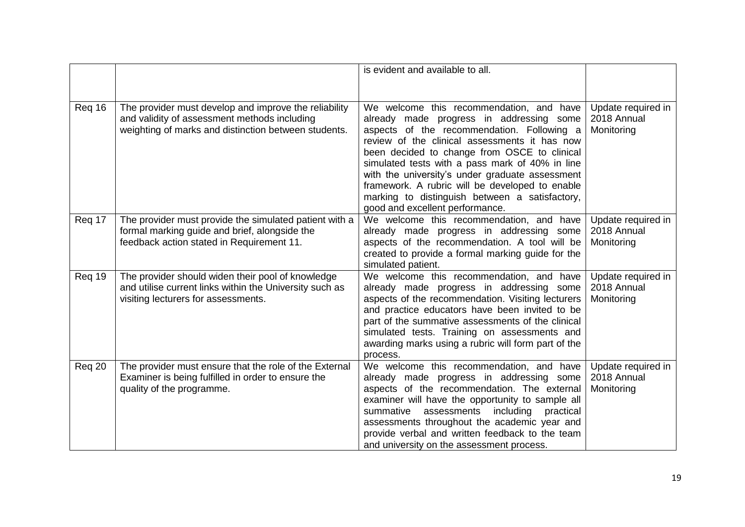| | | | |
|---|---|---|---|
| | | is evident and available to all. | |
| Req 16 | The provider must develop and improve the reliability and validity of assessment methods including weighting of marks and distinction between students. | We welcome this recommendation, and have already made progress in addressing some aspects of the recommendation. Following a review of the clinical assessments it has now been decided to change from OSCE to clinical simulated tests with a pass mark of 40% in line with the university's under graduate assessment framework. A rubric will be developed to enable marking to distinguish between a satisfactory, good and excellent performance. | Update required in 2018 Annual Monitoring |
| Req 17 | The provider must provide the simulated patient with a formal marking guide and brief, alongside the feedback action stated in Requirement 11. | We welcome this recommendation, and have already made progress in addressing some aspects of the recommendation. A tool will be created to provide a formal marking guide for the simulated patient. | Update required in 2018 Annual Monitoring |
| Req 19 | The provider should widen their pool of knowledge and utilise current links within the University such as visiting lecturers for assessments. | We welcome this recommendation, and have already made progress in addressing some aspects of the recommendation. Visiting lecturers and practice educators have been invited to be part of the summative assessments of the clinical simulated tests. Training on assessments and awarding marks using a rubric will form part of the process. | Update required in 2018 Annual Monitoring |
| Req 20 | The provider must ensure that the role of the External Examiner is being fulfilled in order to ensure the quality of the programme. | We welcome this recommendation, and have already made progress in addressing some aspects of the recommendation. The external examiner will have the opportunity to sample all summative assessments including practical assessments throughout the academic year and provide verbal and written feedback to the team and university on the assessment process. | Update required in 2018 Annual Monitoring |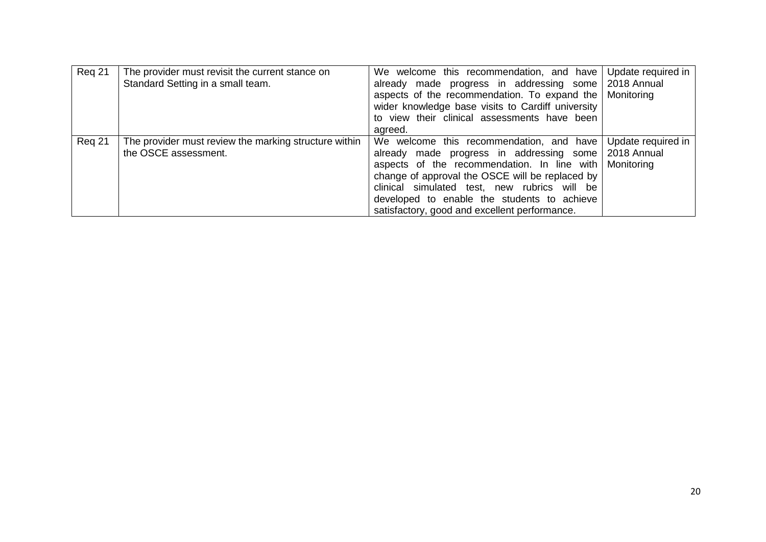| Req 21 | The provider must revisit the current stance on Standard Setting in a small team. | We welcome this recommendation, and have already made progress in addressing some aspects of the recommendation. To expand the wider knowledge base visits to Cardiff university to view their clinical assessments have been agreed. | Update required in 2018 Annual Monitoring |
|---|---|---|---|
| Req 21 | The provider must review the marking structure within the OSCE assessment. | We welcome this recommendation, and have already made progress in addressing some aspects of the recommendation. In line with change of approval the OSCE will be replaced by clinical simulated test, new rubrics will be developed to enable the students to achieve satisfactory, good and excellent performance. | Update required in 2018 Annual Monitoring |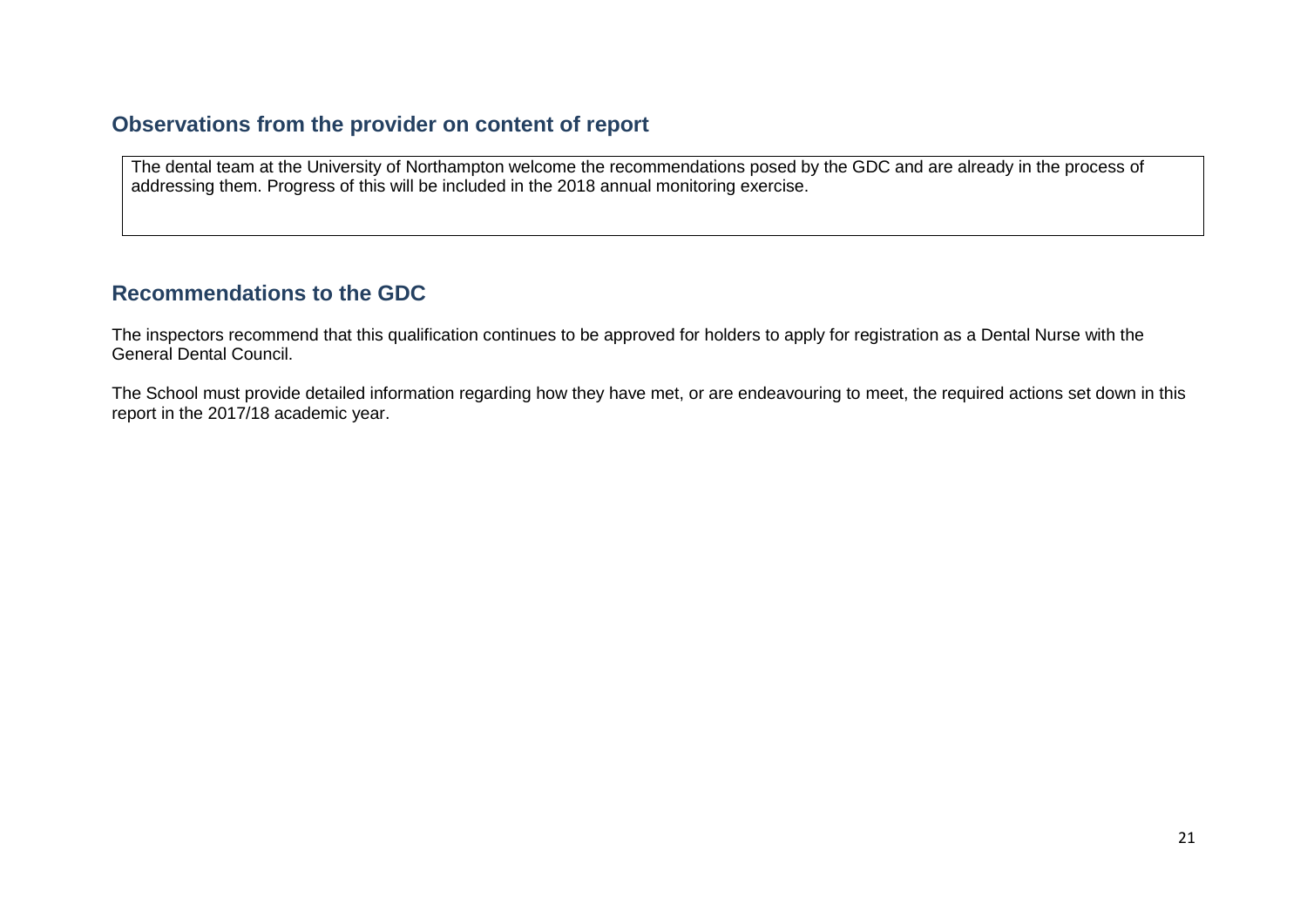## Observations from the provider on content of report

| |
|---|
| The dental team at the University of Northampton welcome the recommendations posed by the GDC and are already in the process of addressing them. Progress of this will be included in the 2018 annual monitoring exercise. |

## Recommendations to the GDC

The inspectors recommend that this qualification continues to be approved for holders to apply for registration as a Dental Nurse with the General Dental Council.

The School must provide detailed information regarding how they have met, or are endeavouring to meet, the required actions set down in this report in the 2017/18 academic year.